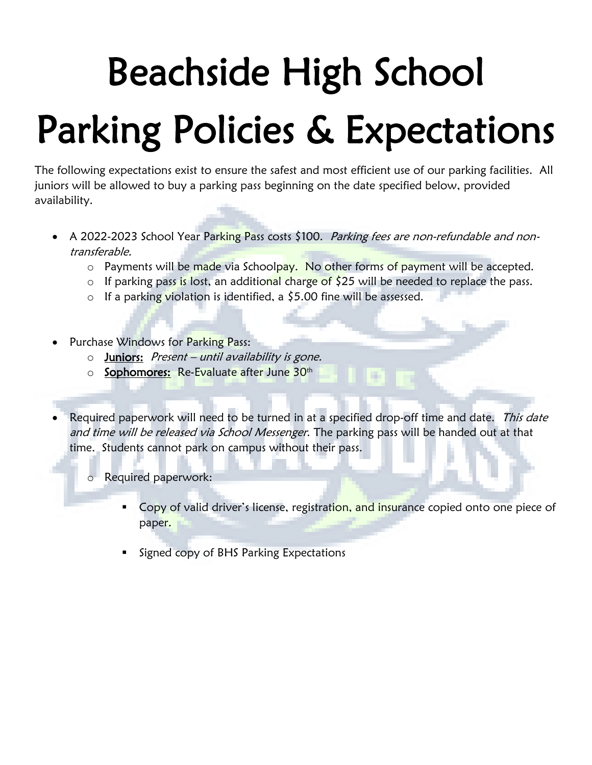# Beachside High School Parking Policies & Expectations

The following expectations exist to ensure the safest and most efficient use of our parking facilities. All juniors will be allowed to buy a parking pass beginning on the date specified below, provided availability.

- A 2022-2023 School Year Parking Pass costs $100. *Parking fees are non-refundable and non-transferable.*
  - Payments will be made via Schoolpay. No other forms of payment will be accepted.
  - If parking pass is lost, an additional charge of $25 will be needed to replace the pass.
  - If a parking violation is identified, a $5.00 fine will be assessed.

- Purchase Windows for Parking Pass:
  - **Juniors:** *Present – until availability is gone.*
  - **Sophomores:** Re-Evaluate after June 30th

- Required paperwork will need to be turned in at a specified drop-off time and date. *This date and time will be released via School Messenger.* The parking pass will be handed out at that time. Students cannot park on campus without their pass.
  - Required paperwork:
    - Copy of valid driver's license, registration, and insurance copied onto one piece of paper.
    - Signed copy of BHS Parking Expectations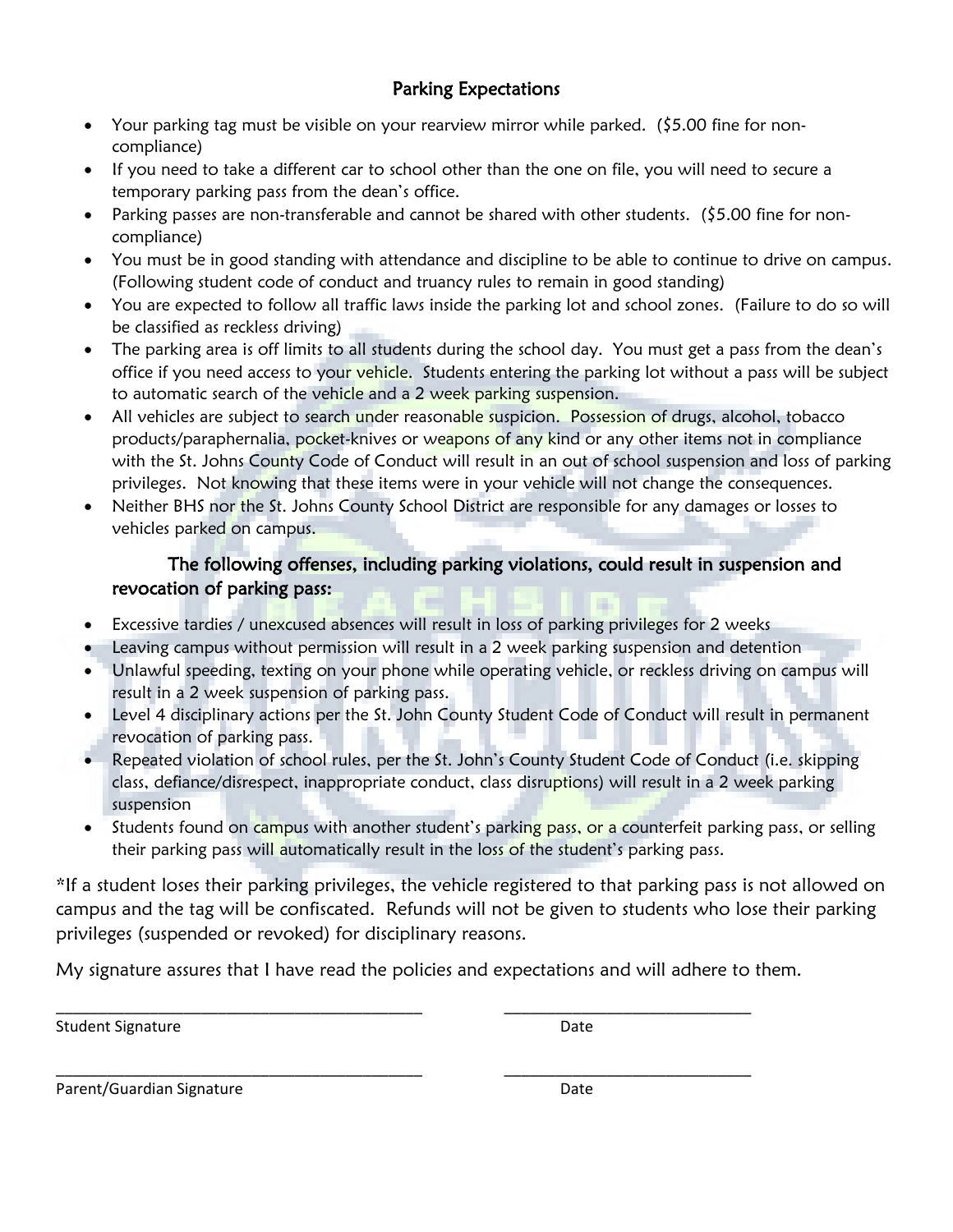## Parking Expectations

- Your parking tag must be visible on your rearview mirror while parked. ($5.00 fine for non-compliance)
- If you need to take a different car to school other than the one on file, you will need to secure a temporary parking pass from the dean's office.
- Parking passes are non-transferable and cannot be shared with other students. ($5.00 fine for non-compliance)
- You must be in good standing with attendance and discipline to be able to continue to drive on campus. (Following student code of conduct and truancy rules to remain in good standing)
- You are expected to follow all traffic laws inside the parking lot and school zones. (Failure to do so will be classified as reckless driving)
- The parking area is off limits to all students during the school day. You must get a pass from the dean's office if you need access to your vehicle. Students entering the parking lot without a pass will be subject to automatic search of the vehicle and a 2 week parking suspension.
- All vehicles are subject to search under reasonable suspicion. Possession of drugs, alcohol, tobacco products/paraphernalia, pocket-knives or weapons of any kind or any other items not in compliance with the St. Johns County Code of Conduct will result in an out of school suspension and loss of parking privileges. Not knowing that these items were in your vehicle will not change the consequences.
- Neither BHS nor the St. Johns County School District are responsible for any damages or losses to vehicles parked on campus.

### The following offenses, including parking violations, could result in suspension and revocation of parking pass:

- Excessive tardies / unexcused absences will result in loss of parking privileges for 2 weeks
- Leaving campus without permission will result in a 2 week parking suspension and detention
- Unlawful speeding, texting on your phone while operating vehicle, or reckless driving on campus will result in a 2 week suspension of parking pass.
- Level 4 disciplinary actions per the St. John County Student Code of Conduct will result in permanent revocation of parking pass.
- Repeated violation of school rules, per the St. John's County Student Code of Conduct (i.e. skipping class, defiance/disrespect, inappropriate conduct, class disruptions) will result in a 2 week parking suspension
- Students found on campus with another student's parking pass, or a counterfeit parking pass, or selling their parking pass will automatically result in the loss of the student's parking pass.

*If a student loses their parking privileges, the vehicle registered to that parking pass is not allowed on campus and the tag will be confiscated. Refunds will not be given to students who lose their parking privileges (suspended or revoked) for disciplinary reasons.

My signature assures that I have read the policies and expectations and will adhere to them.

\_\_\_\_\_\_\_\_\_\_\_\_\_\_\_\_\_\_\_\_\_\_\_\_\_\_\_\_\_\_\_\_\_\_\_\_\_\_\_\_ \_\_\_\_\_\_\_\_\_\_\_\_\_\_\_\_\_\_\_\_\_\_\_\_\_\_\_\_

Student Signature Date

\_\_\_\_\_\_\_\_\_\_\_\_\_\_\_\_\_\_\_\_\_\_\_\_\_\_\_\_\_\_\_\_\_\_\_\_\_\_\_\_ \_\_\_\_\_\_\_\_\_\_\_\_\_\_\_\_\_\_\_\_\_\_\_\_\_\_\_\_

Parent/Guardian Signature Date